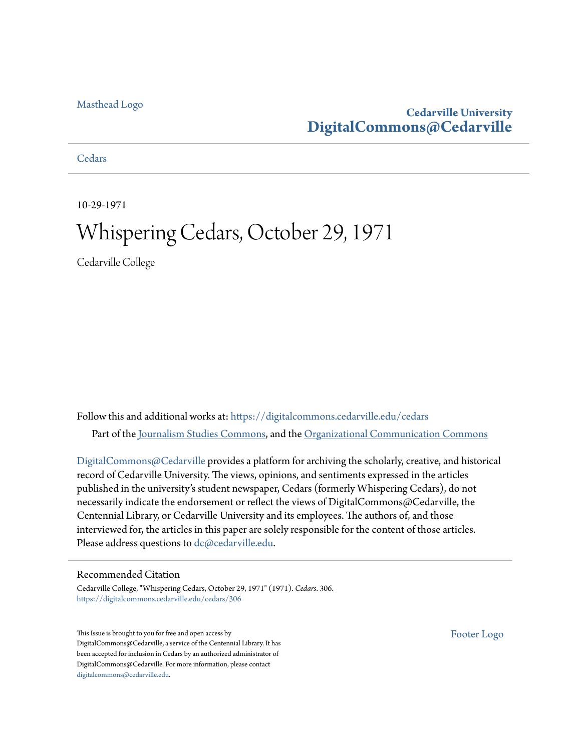Masthead Logo

**Cedarville University**
**DigitalCommons@Cedarville**

Cedars

10-29-1971

# Whispering Cedars, October 29, 1971

Cedarville College

Follow this and additional works at: https://digitalcommons.cedarville.edu/cedars

Part of the Journalism Studies Commons, and the Organizational Communication Commons

DigitalCommons@Cedarville provides a platform for archiving the scholarly, creative, and historical record of Cedarville University. The views, opinions, and sentiments expressed in the articles published in the university's student newspaper, Cedars (formerly Whispering Cedars), do not necessarily indicate the endorsement or reflect the views of DigitalCommons@Cedarville, the Centennial Library, or Cedarville University and its employees. The authors of, and those interviewed for, the articles in this paper are solely responsible for the content of those articles. Please address questions to dc@cedarville.edu.

## Recommended Citation

Cedarville College, "Whispering Cedars, October 29, 1971" (1971). *Cedars*. 306.
https://digitalcommons.cedarville.edu/cedars/306

This Issue is brought to you for free and open access by DigitalCommons@Cedarville, a service of the Centennial Library. It has been accepted for inclusion in Cedars by an authorized administrator of DigitalCommons@Cedarville. For more information, please contact digitalcommons@cedarville.edu.

Footer Logo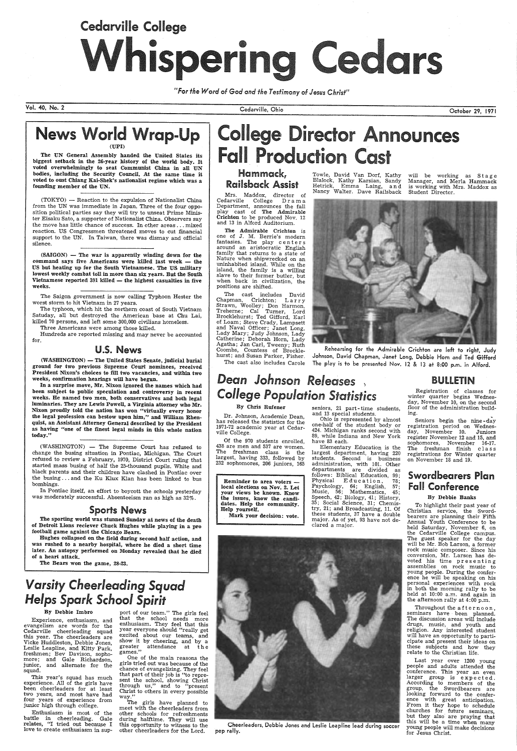# Cedarville College Whispering Cedars

*"For the Word of God and the Testimony of Jesus Christ"*

Vol. 40, No. 2 — Cedarville, Ohio — October 29, 1971

## News World Wrap-Up

(UPI)

**The UN General Assembly handed the United States its biggest setback in the 26-year history of the world body. It voted overwhelmingly to seat Communist China in all UN bodies, including the Security Council. At the same time it voted to oust Chiang Kai-Shek's nationalist regime which was a founding member of the UN.**

(TOKYO) — Reaction to the expulsion of Nationalist China from the UN was immediate in Japan. Three of the four opposition political parties say they will try to unseat Prime Minister Eisaku Sato, a supporter of Nationalist China. Observers say the move has little chance of success. In other areas . . . mixed reaction. US Congressmen threatened moves to cut financial support to the UN. In Taiwan, there was dismay and official silence.

**(SAIGON) — The war is apparently winding down for the command says five Americans were killed last week — the US but heating up for the South Vietnamese. The US military lowest weekly combat toll in more than six years. But the South Vietnamese reported 391 killed — the highest casualties in five weeks.**

The Saigon government is now calling Typhoon Hester the worst storm to hit Vietnam in 27 years.

The typhoon, which hit the northern coast of South Vietnam Satuday, all but destroyed the American base at Chu Lai, killed 70 persons, and left some 300,000 civilians homeless.

Three Americans were among those killed.

Hundreds are reported missing and may never be accounted for.

### U.S. News

**(WASHINGTON) — The United States Senate, judicial burial ground for two previous Supreme Court nominees, received President Nixon's choices to fill two vacancies, and within two weeks, confirmation hearings will have begun.**

**In a surprise move, Mr. Nixon ignored the names which had been subject to public speculation and controversy in recent weeks. He named two men, both conservatives and both legal luminaries. They are Lewis Powell, a Virginia attorney who Mr. Nixon proudly told the nation has won "virtually every honor the legal profession can bestow upon him," and William Rhenquist, an Assistant Attorney General described by the President as having "one of the finest legal minds in this whole nation today."**

(WASHINGTON) — The Supreme Court has refused to change the busing situation in Pontiac, Michigan. The Court refused to review a February, 1970, District Court ruling that started mass busing of half the 25-thousand pupils. White and black parents and their children have clashed in Pontiac over the busing . . . and the Ku Klux Klan has been linked to bus bombings.

In Pontiac itself, an effort to boycott the schools yesterday was moderately successful. Absenteeism ran as high as 32%.

### Sports News

**The sporting world was stunned Sunday at news of the death of Detroit Lions reciever Chuck Hughes while playing in a pro football game against the Chicago Bears.**

**Hughes collapsed on the field during second half action, and was rushed to a nearby hospital, where he died a short time later. An autopsy performed on Monday revealed that he died of a heart attack.**

**The Bears won the game, 28-23.**

## College Director Announces Fall Production Cast

### Hammack, Railsback Assist

Mrs. Maddox, director of Cedarville College Drama Department, announces the fall play cast of **The Admirable Crichton** to be produced Nov. 12 and 13 in Alford Auditorium.

**The Admirable Crichton** is one of J. M. Berrie's modern fantasies. The play centers around an aristocratic English family that returns to a state of Nature when shipwrecked on an uninhabited island. While on the island, the family is a willing slave to their former butler, but when back in civilization, the positions are shifted.

The cast includes David Chapman, Crichton; Larry Strawn, Woolley; Don Harmon, Treherne; Cal Turner, Lord Brocklehurst; Ted Gifford, Earl of Loam; Steve Crady, Lampsett and Naval Officer; Janet Long, Lady Mary; Judy Johnson, Lady Catherine; Deborah Horn, Lady Agatha; Jan Carl, Tweeny; Ruth Coombs, Countess of Brocklehurst; and Susan Parker, Fisher.

The cast also includes Carole Towle, David Van Dorf, Kathy Blalock, Kathy Karsian, Sandy Hetrick, Emma Laing, and Nancy Walter. Dave Railsback will be working as Stage Manager, and Merla Hammack is working with Mrs. Maddox as Student Director.

Rehearsing for the Admirable Crichton are left to right, Judy Johnson, David Chapman, Janet Long, Debbie Horn and Ted Gifford The play is to be presented Nov. 12 & 13 at 8:00 p.m. in Alford.

## *Dean Johnson Releases College Population Statistics*

By Chris Rufener

Dr. Johnson, Academic Dean, has released the statistics for the 1971-72 academic year at Cedarville College.

Of the 970 students enrolled, 438 are men and 537 are women. The freshman class is the largest, having 333, followed by 232 sophomores, 206 juniors, 165 seniors, 21 part-time students, and 13 special students.

Ohio is represented by almost one-half of the student body or 424. Michigan ranks second with 89, while Indiana and New York have 83 each.

Elementary Education is the largest department, having 220 students. Second is business administration, with 101. Other departments are divided as follows: Biblical Education, 99; Physical Education, 78; Psychology, 64; English, 57; Music, 56; Mathematics, 45; Speech, 42; Biology, 41; History, 35; Social Science, 31; Chemistry, 21; and Broadcasting, 11. Of these students, 37 have a double major. As of yet, 93 have not declared a major.

**Reminder to area voters — local elections on Nov. 2. Let your views be known. Know the issues, know the candidates. Help the community. Help yourself.**

**Mark your decision: vote.**

## BULLETIN

Registration of classes for winter quarter begins Wednesday, November 10, on the second floor of the administration building.

Seniors begin the nine-day registration period on Wednesday, November 10. Juniors register November 12 and 15, and sophomores, November 16-17. The freshman finish class registrations for Winter quarter on November 18 and 19.

## Swordbearers Plan Fall Conference

By Debbie Banks

To highlight their past year of Christian service, the Swordbearers are planning their Fifth Annual Youth Conference to be held Saturday, November 6, on the Cedarville College campus. The guest speaker for the day will be Mr. Bob Larson, a former rock music composer. Since his conversion, Mr. Larson has devoted his time presenting assemblies on rock music to young people. During the conference he will be speaking on his personal experiences with rock in both the morning rally to be held at 10:00 a.m. and again in the afternoon rally at 4:00 p.m.

Throughout the afternoon, seminars have been planned. The discussion areas will include drugs, music, and youth and religion. Any interested student will have an opportunity to participate and present their ideas on these subjects and how they relate to the Christian life.

Last year over 1200 young people and adults attended the conference. This year an even larger group is expected. According to members of the group, the Swordbearers are looking forward to the conference with great anticipation. From it they hope to schedule churches for future seminars, but they also are praying that this will be a time when many young people will make decisions for Jesus Christ.

## *Varsity Cheerleading Squad Helps Spark School Spirit*

By Debbie Imbro

Experience, enthusiasm, and evangelism are words for the Cedarville cheerleading squad this year. The cheerleaders are Vicke Huddleston, Debbie Jones, Leslie Leapline, and Kitty Park, freshmen; Bev Davison, sophomore; and Gale Richardson, junior, and alternate for the squad.

This year's squad has much experience. All of the girls have been cheerleaders for at least two years, and most have had four years of experience from junior high through college.

Enthusiasm is most of the battle in cheerleading. Gale relates, "I tried out because I love to create enthusiasm in support of our team." The girls feel that the school needs more enthusiasm. They feel that this year everyone should "really get excited about our teams, and show it by cheering, and by a greater attendance at the games."

One of the main reasons the girls tried out was because of the chance of evangelizing. They feel that part of their job is "to represent the school, showing Christ through us," and to "present Christ to others in every possible way."

The girls have planned to meet with the cheerleaders from other schools for refreshments during halftime. They will use this opportunity to witness to the other cheerleaders for the Lord.

Cheerleaders, Debbie Jones and Leslie Leapline lead during soccer pep rally.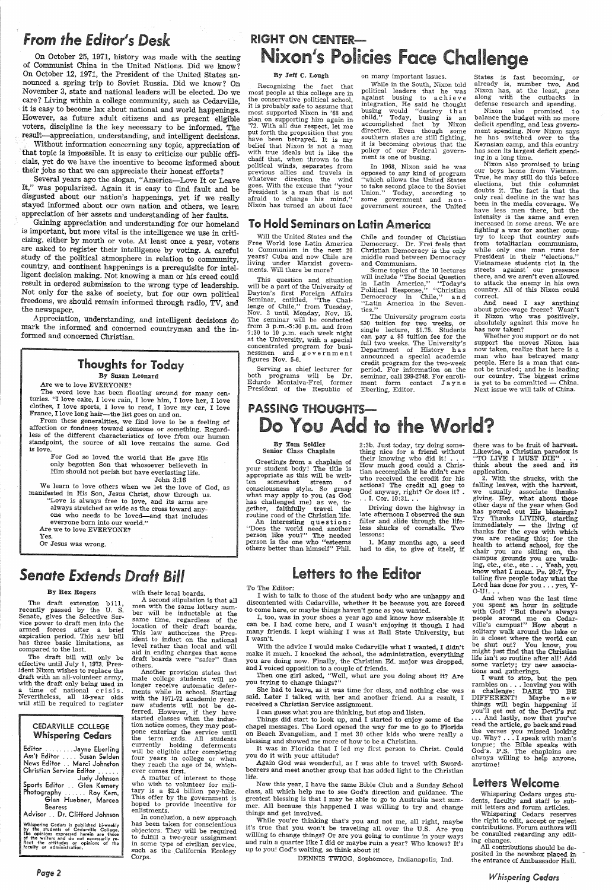## From the Editor's Desk

On October 25, 1971, history was made with the seating of Communist China in the United Nations. Did we know? On October 12, 1971, the President of the United States announced a spring trip to Soviet Russia. Did we know? On November 3, state and national leaders will be elected. Do we care? Living within a college community, such as Cedarville, it is easy to become lax about national and world happenings. However, as future adult citizens and as present eligible voters, discipline is the key necessary to be informed. The result—appreciation, understanding, and intelligent decisions.

Without information concerning any topic, appreciation of that topic is impossible. It is easy to criticize our public officials, yet do we have the incentive to become informed about their jobs so that we can appreciate their honest efforts?

Several years ago the slogan, "America—Love It or Leave It," was popularized. Again it is easy to find fault and be disgusted about our nation's happenings, yet if we really stayed informed about our own nation and others, we learn appreciation of her assets and understanding of her faults.

Gaining appreciation and understanding for our homeland is important, but more vital is the intelligence we use in criticizing, either by mouth or vote. At least once a year, voters are asked to register their intelligence by voting. A careful study of the political atmosphere in relation to community, country, and continent happenings is a prerequisite for intelligent decision making. Not knowing a man or his creed could result in ordered submission to the wrong type of leadership. Not only for the sake of society, but for our own political freedoms, we should remain informed through radio, TV, and the newspaper.

Appreciation, understanding, and intelligent decisions do mark the informed and concerned countryman and the informed and concerned Christian.

## Thoughts for Today

**By Susan Leonard**

Are we to love EVERYONE?

The word love has been floating around for many centuries. "I love cake, I love rain, I love him, I love her, I love clothes, I love sports, I love to read, I love my car, I love France, I love long hair—the list goes on and on.

From these generalities, we find love to be a feeling of affection or fondness toward someone or something. Regardless of the different characteristics of love from our human standpoint, the source of all love remains the same. God is love.

> For God so loved the world that He gave His only begotten Son that whosoever believeth in Him should not perish but have everlasting life.
>
> John 3:16

We learn to love others when we let the love of God, as manifested in His Son, Jesus Christ, show through us.

> "Love is always free to love, and its arms are always stretched as wide as the cross toward anyone who needs to be loved—and that includes everyone born into our world."

Are we to love EVERYONE?

Yes.

Or Jesus was wrong.

## Senate Extends Draft Bill

**By Rex Rogers**

The draft extension bill, recently passed by the U. S. Senate, gives the Selective Service power to draft men into the armed forces after a brief expiration period. This new bill has three basic limitations, as compared to the last.

The draft bill will only be effective until July 1, 1973. President Nixon wishes to replace the draft with an all-volunteer army, with the draft only being used in a time of national crisis. Nevertheless, all 18-year olds will still be required to register with their local boards.

A second stipulation is that all men with the same lottery number will be inductable at the same time, regardless of the location of their draft boards. This law authorizes the President to induct on the national level rather than local and will aid in ending charges that some draft boards were "safer" than others.

Another provision states that male college students will no longer receive automatic deferments while in school. Starting with the 1971-72 academic year, new students will not be deferred. However, if they have started classes when the induction notice comes, they may postpone entering the service until the term ends. All students currently holding deferments will be eligible after completing four years in college or when they reach the age of 24, whichever comes first.

A matter of interest to those who wish to volunteer for military is a $2.4 billion pay-hike. This offer by the government is hoped to provide incentive for enlistments.

In conclusion, a new approach has been taken for conscientious objectors. They will be required to fulfill a two-year assignment in some type of civilian service, such as the California Ecology Corps.

### CEDARVILLE COLLEGE Whispering Cedars

Editor ........ Jayne Eberling
Ass't Editor .... Susan Selden
News Editor .. Marci Johnston
Christian Service Editor ...... Judy Johnson
Sports Editor .. Glen Kemery
Photography ...... Roy Kern, Glen Huebner, Marcea Bearess
Advisor .. Dr. Clifford Johnson

Whispering Cedars is published bi-weekly by the students of Cedarville College. The opinions expressed herein are those of the writers and do not necessarily reflect the attitudes or opinions of the faculty or administration.

## RIGHT ON CENTER— Nixon's Policies Face Challenge

**By Jeff C. Lough**

Recognizing the fact that most people at this college are in the conservative political school, it is probably safe to assume that most supported Nixon in '68 and plan on supporting him again in '72. With all due respect, let me put forth the proposition that you have been betrayed. It is my belief that Nixon is not a man with true ideals but is like the chaff that, when thrown to the political winds, separates from previous allies and travels in whatever direction the wind goes. With the excuse that "your President is a man that is not afraid to change his mind," Nixon has turned an about face on many important issues.

While in the South, Nixon told political leaders that he was against busing to achieve integration. He said he thought busing would "destroy that child." Today, busing is an accomplished fact by Nixon directive. Even though some southern states are still fighting, it is becoming obvious that the policy of our Federal government is one of busing.

In 1968, Nixon said he was opposed to any kind of program "which allows the United States to take second place to the Soviet Union." Today, according to some government and non-government sources, the United States is fast becoming, or already is, number two. And Nixon has, at the least, gone along with the cutbacks in defense research and spending.

Nixon also promised to balance the budget with no more deficit spending, and less government spending. Now Nixon says he has switched over to the Keynsian camp, and this country has seen its largest deficit spending in a long time.

Nixon also promised to bring our boys home from Vietnam. True, he may still do this before elections, but this columnist doubts it. The fact is that the only real decline in the war has been in the media coverage. We have less men there, but the intensity is the same and even increased in some areas. We are fighting a war for another country to keep that country safe from totalitarian communism, while only one man runs for President in their "elections." Vietnamese students riot in the streets against our presence there, and we aren't even allowed to attack the enemy in his own country. All of this Nixon could correct.

And need I say anything about price-wage freeze? Wasn't it Nixon who was positively, absolutely against this move he has now taken?

Whether you support or do not support the moves Nixon has now taken, realize that here is a man who has betrayed many people. Here is a man that cannot be trusted; and he is leading our country. The biggest crime is yet to be committed — China. Next issue we will talk of China.

## To Hold Seminars on Latin America

Will the United States and the Free World lose Latin America to Communism in the next 20 years? Cuba and now Chile are living under Marxist governments. Will there be more?

This question and situation will be a part of the University of Dayton's first Foreign Affairs Seminar, entitled, "The Challenge of Chile," from Tuesday, Nov. 2 until Monday, Nov. 15. The seminar will be conducted from 3 p.m.-5:30 p.m. and from 7:30 to 10 p.m. each week night at the University, with a special concentrated program for businessmen and government figures Nov. 5-6.

Serving as chief lecturer for both programs will be Dr. Edurdo Montalva-Frei, former President of the Republic of Chile and founder of Christian Democracy. Dr. Frei feels that Christian Democracy is the only middle road between Democracy and Communism.

Some topics of the 10 lectures will include "The Social Question in Latin America," "Today's Political Response," "Christian Democracy in Chile," and "Latin America in the Seventies."

The University program costs $30 tuition for two weeks, or single lecture, $1.75. Students can pay a $5 tuition fee for the full two weeks. The University's Department of History has announced a special academic credit program for the two-week period. For information on the seminar, call 299-2748. For enrollment form contact Jayne Eberling, Editor.

## PASSING THOUGHTS— Do You Add to the World?

**By Tom Seidler**
**Senior Class Chaplain**

Greetings from a chaplain of your student body! The title is appropriate as this will be written somewhat stream of consciousness style. So grasp what may apply to you (as God has challenged me) as we, together, faithfully travel the routine road of the Christian life. An interesting question: "Does the world need another person like you?" The needed person is the one who "esteems others better than himself" Phil. 2:3b. Just today, try doing something nice for a friend without their knowing who did it! . . . How much good could a Christian accomplish if he didn't care who received the credit for his actions? The credit all goes to God anyway, right? Or does it? . . . I. Cor. 10:31. . .

Driving down the highway in late afternoon I observed the sun filter and slide through the lifeless shucks of cornstalk. Two lessons:

1. Many months ago, a seed had to die, to give of itself, if there was to be fruit of harvest. Likewise, a Christian paradox is "TO LIVE I MUST DIE" . . . think about the seed and its application.

2. With the shucks, with the falling leaves, with the harvest, we usually associate thanksgiving. Hey, what about those other days of the year when God has poured out His blessings? Try Thanks LIVING, starting immediately — the living of thanks for the eyes with which you are reading this; for the health to attend school, for the chair you are sitting on, the campus grounds you are walking, etc., etc., etc . . . Yeah, you know what I mean. Ps. 26:7. Try telling five people today what the Lord has done for you . . . yes, Y-O-U! . . .

And when was the last time you spent an hour in solitude with God? "But there's always people around me on Cedarville's campus!" How about a solitary walk around the lake or in a closet where the world can be shut out? You know, you might just find that the Christian life isn't so routine after all! Add some variety; try new associations and gatherings.

I want to stop, but the pen rambles on . . . leaving you with a challenge: DARE TO BE DIFFERENT! Maybe new things will begin happening if you'll get out of the Devil's rut . . . And lastly, now that you've read the article, go back and read the verses you missed looking up. Why? . . . I speak with man's tongue; the Bible speaks with God's. P.S. The chaplains are always willing to help anyone, anytime!

## Letters to the Editor

To The Editor:

I wish to talk to those of the student body who are unhappy and discontented with Cedarville, whether it be because you are forced to come here, or maybe things haven't gone as you wanted.

I, too, was in your shoes a year ago and know how miserable it can be. I had come here, and I wasn't enjoying it though I had many friends. I kept wishing I was at Ball State University, but I wasn't.

With the advice I would make Cedarville what I wanted, I didn't make it much. I knocked the school, the administration, everything you are doing now. Finally, the Christian Ed. major was dropped, and I voiced opposition to a couple of friends.

Then one girl asked, "Well, what are you doing about it? Are you trying to change things?"

She had to leave, as it was time for class, and nothing else was said. Later I talked with her and another friend. As a result, I received a Christian Service assignment.

I can guess what you are thinking, but stop and listen.

Things did start to look up, and I started to enjoy some of the chapel messages. The Lord opened the way for me to go to Florida on Beach Evangelism, and I met 30 other kids who were really a blessing and showed me more of how to be a Christian.

It was in Florida that I led my first person to Christ. Could you do it with your attitude?

Again God was wonderful, as I was able to travel with Swordbearers and meet another group that has added light to the Christian life.

Now this year, I have the same Bible Club and a Sunday School class, all which help me to see God's direction and guidance. The greatest blessing is that I may be able to go to Australia next summer. All because this happened I was willing to try and change things and get involved.

While you're thinking that's you and not me, all right, maybe it's true that you won't be traveling all over the U.S. Are you willing to change things? Or are you going to continue in your ways and ruin a quarter like I did or maybe ruin a year? Who knows? It's up to you! God's waiting, so think about it!

DENNIS TWIGG, Sophomore, Indianapolis, Ind.

## Letters Welcome

Whispering Cedars urges students, faculty and staff to submit letters and forum articles.

Whispering Cedars reserves the right to edit, accept or reject contributions. Forum authors will be consulted regarding any editing changes.

All contributions should be deposited in the newsbox placed in the entrance of Ambassador Hall.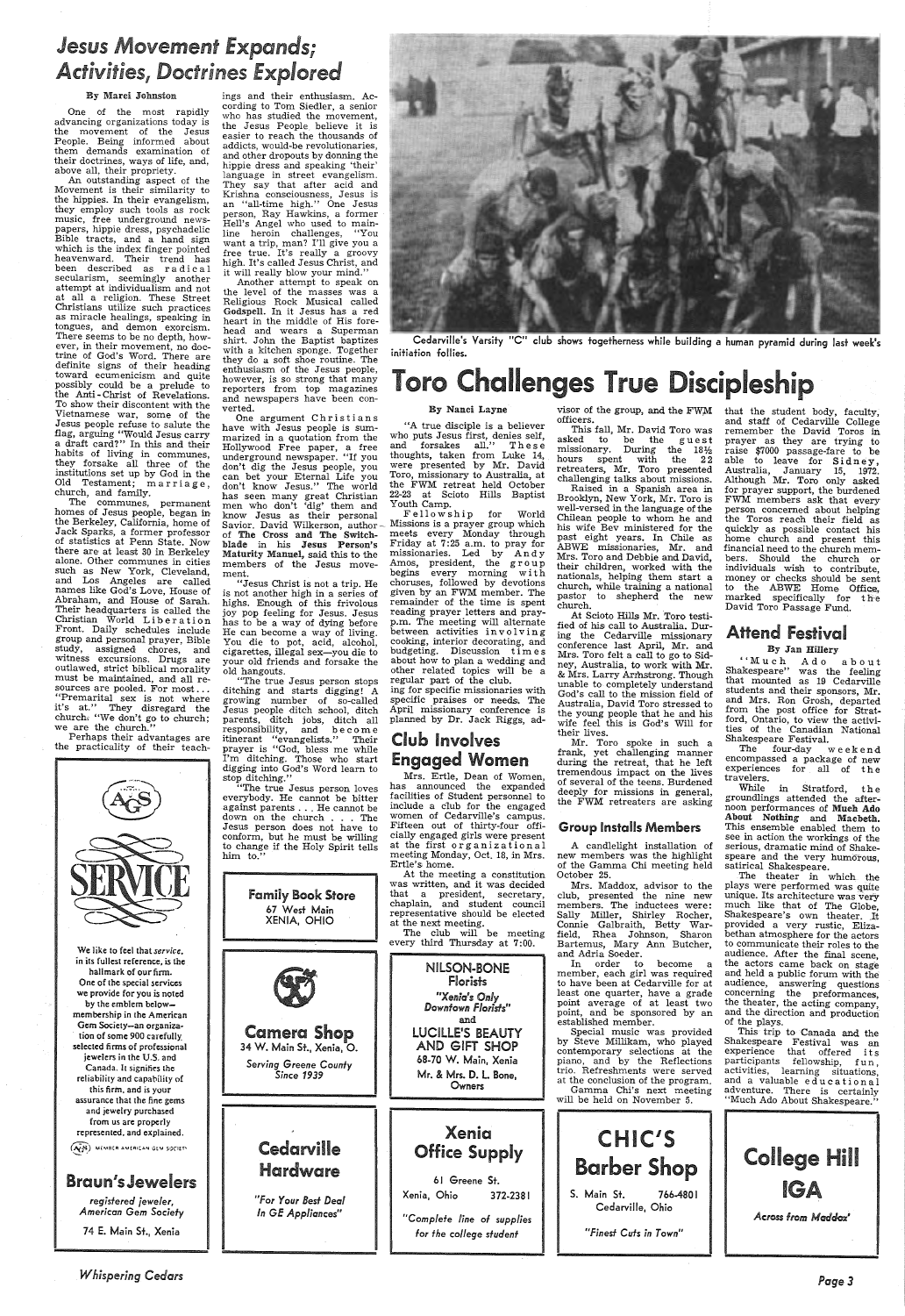# Jesus Movement Expands; Activities, Doctrines Explored

**By Marci Johnston**

One of the most rapidly advancing organizations today is the movement of the Jesus People. Being informed about them demands examination of their doctrines, ways of life, and, above all, their propriety.

An outstanding aspect of the Movement is their similarity to the hippies. In their evangelism, they employ such tools as rock music, free underground newspapers, hippie dress, psychadelic Bible tracts, and a hand sign which is the index finger pointed heavenward. Their trend has been described as radical secularism, seemingly another attempt at individualism and not at all a religion. These Street Christians utilize such practices as miracle healings, speaking in tongues, and demon exorcism. There seems to be no depth, however, in their movement, no doctrine of God's Word. There are definite signs of their heading toward ecumenicism and quite possibly could be a prelude to the Anti-Christ of Revelations. To show their discontent with the Vietnamese war, some of the Jesus people refuse to salute the flag, arguing "Would Jesus carry a draft card?" In this and their habits of living in communes, they forsake all three of the institutions set up by God in the Old Testament; marriage, church, and family.

The communes, permanent homes of Jesus people, began in the Berkeley, California, home of Jack Sparks, a former professor of statistics at Penn State. Now there are at least 30 in Berkeley alone. Other communes in cities such as New York, Cleveland, and Los Angeles are called names like God's Love, House of Abraham, and House of Sarah. Their headquarters is called the Christian World Liberation Front. Daily schedules include group and personal prayer, Bible study, assigned chores, and witness excursions. Drugs are outlawed, strict biblical morality must be maintained, and all resources are pooled. For most . . . "Premarital sex is not where it's at." They disregard the church: "We don't go to church; we are the church."

Perhaps their advantages are the practicality of their teachings and their enthusiasm. According to Tom Siedler, a senior who has studied the movement, the Jesus People believe it is easier to reach the thousands of addicts, would-be revolutionaries, and other dropouts by donning the hippie dress and speaking 'their' language in street evangelism. They say that after acid and Krishna consciousness, Jesus is an "all-time high." One Jesus person, Ray Hawkins, a former Hell's Angel who used to mainline heroin challenges, "You want a trip, man? I'll give you a free true. It's really a groovy high. It's called Jesus Christ, and it will really blow your mind."

Another attempt to speak on the level of the masses was a Religious Rock Musical called **Godspell**. In it Jesus has a red heart in the middle of His forehead and wears a Superman shirt. John the Baptist baptizes with a kitchen sponge. Together they do a soft shoe routine. The enthusiasm of the Jesus people, however, is so strong that many reporters from top magazines and newspapers have been converted.

One argument Christians have with Jesus people is summarized in a quotation from the Hollywood Free paper, a free underground newspaper. "If you don't dig the Jesus people, you can bet your Eternal Life you don't know Jesus." The world has seen many great Christian men who don't 'dig' them and know Jesus as their personal Savior. David Wilkerson, author of **The Cross and The Switchblade** in his **Jesus Person's Maturity Manuel**, said this to the members of the Jesus movement.

"Jesus Christ is not a trip. He is not another high in a series of highs. Enough of this frivolous joy pop feeling for Jesus. Jesus has to be a way of dying before He can become a way of living. You die to pot, acid, alcohol, cigarettes, illegal sex—you die to your old friends and forsake the old hangouts.

"The true Jesus person stops ditching and starts digging! A growing number of so-called Jesus people ditch school, ditch parents, ditch jobs, ditch all responsibility, and become itinerant "evangelists." Their prayer is "God, bless me while I'm ditching. Those who start digging into God's Word learn to stop ditching."

"The true Jesus person loves everybody. He cannot be bitter against parents . . . He cannot be down on the church . . . The Jesus person does not have to conform, but he must be willing to change if the Holy Spirit tells him to."

Cedarville's Varsity "C" club shows togetherness while building a human pyramid during last week's initiation follies.

# Toro Challenges True Discipleship

**By Nanci Layne**

"A true disciple is a believer who puts Jesus first, denies self, and forsakes all." These thoughts, taken from Luke 14, were presented by Mr. David Toro, missionary to Australia, at the FWM retreat held October 22-23 at Scioto Hills Baptist Youth Camp.

Fellowship for World Missions is a prayer group which meets every Monday through Friday at 7:25 a.m. to pray for missionaries. Led by Andy Amos, president, the group begins every morning with choruses, followed by devotions given by an FWM member. The remainder of the time is spent reading prayer letters and praying for specific missionaries with specific praises or needs. The April missionary conference is planned by Dr. Jack Riggs, advisor of the group, and the FWM officers.

This fall, Mr. David Toro was asked to be the guest missionary. During the 18½ hours spent with the 22 retreaters, Mr. Toro presented challenging talks about missions.

Raised in a Spanish area in Brooklyn, New York, Mr. Toro is well-versed in the language of the Chilean people to whom he and his wife Bev ministered for the past eight years. In Chile as ABWE missionaries, Mr. and Mrs. Toro and Debbie and David, their children, worked with the nationals, helping them start a church, while training a national pastor to shepherd the new church.

At Scioto Hills Mr. Toro testified of his call to Australia. During the Cedarville missionary conference last April, Mr. and Mrs. Toro felt a call to go to Sidney, Australia, to work with Mr. & Mrs. Larry Armstrong. Though unable to completely understand God's call to the mission field of Australia, David Toro stressed to the young people that he and his wife feel this is God's Will for their lives.

Mr. Toro spoke in such a frank, yet challenging manner during the retreat, that he left tremendous impact on the lives of several of the teens. Burdened deeply for missions in general, the FWM retreaters are asking that the student body, faculty, and staff of Cedarville College remember the David Toros in prayer as they are trying to raise $7000 passage-fare to be able to leave for Sidney, Australia, January 15, 1972. Although Mr. Toro only asked for prayer support, the burdened FWM members ask that every person concerned about helping the Toros reach their field as quickly as possible contact his home church and present this financial need to the church members. Should the church or individuals wish to contribute, money or checks should be sent to the ABWE Home Office, marked specifically for the David Toro Passage Fund.

## Club Involves Engaged Women

Mrs. Ertle, Dean of Women, has announced the expanded facilities of Student personnel to include a club for the engaged women of Cedarville's campus. Fifteen out of thirty-four officially engaged girls were present at the first organizational meeting Monday, Oct. 18, in Mrs. Ertle's home.

At the meeting a constitution was written, and it was decided that a president, secretary, chaplain, and student council representative should be elected at the next meeting.

The club will be meeting every third Thursday at 7:00.

Fellowship ing for specific missionaries with about how to plan a wedding and other related topics will be a regular part of the club.

The meeting will alternate between activities involving cooking, interior decorating, and budgeting. Discussion times

## Group Installs Members

A candlelight installation of new members was the highlight of the Gamma Chi meeting held October 25.

Mrs. Maddox, advisor to the club, presented the nine new members. The inductees were: Sally Miller, Shirley Rocher, Connie Galbraith, Betty Warfield, Rhea Johnson, Sharon Bartemus, Mary Ann Butcher, and Adria Soeder.

In order to become a member, each girl was required to have been at Cedarville for at least one quarter, have a grade point average of at least two point, and be sponsored by an established member.

Special music was provided by Steve Millikam, who played contemporary selections at the piano, and by the Reflections trio. Refreshments were served at the conclusion of the program.

Gamma Chi's next meeting will be held on November 5.

## Attend Festival

**By Jan Hillery**

"Much Ado about Shakespeare" was the feeling that mounted as 19 Cedarville students and their sponsors, Mr. and Mrs. Ron Grosh, departed from the post office for Stratford, Ontario, to view the activities of the Canadian National Shakespeare Festival.

The four-day weekend encompassed a package of new experiences for all of the travelers.

While in Stratford, the groundlings attended the afternoon performances of **Much Ado About Nothing** and **Macbeth.** This ensemble enabled them to see in action the workings of the serious, dramatic mind of Shakespeare and the very humorous, satirical Shakespeare.

The theater in which the plays were performed was quite unique. Its architecture was very much like that of The Globe, Shakespeare's own theater. It provided a very rustic, Elizabethan atmosphere for the actors to communicate their roles to the audience. After the final scene, the actors came back on stage and held a public forum with the audience, answering questions concerning the preformances, the theater, the acting company, and the direction and production of the plays.

This trip to Canada and the Shakespeare Festival was an experience that offered its participants fellowship, fun, activities, learning situations, and a valuable educational adventure. There is certainly "Much Ado About Shakespeare."

---

AGS

SERVICE

We like to feel that *service*, in its fullest reference, is the hallmark of our firm. One of the special services we provide for you is noted by the emblem below—membership in the American Gem Society—an organization of some 900 carefully selected firms of professional jewelers in the U.S. and Canada. It signifies the reliability and capability of this firm, and is your assurance that the fine gems and jewelry purchased from us are properly represented, and explained.

AGS MEMBER AMERICAN GEM SOCIETY

**Braun's Jewelers**

registered jeweler, American Gem Society

74 E. Main St., Xenia

---

**Family Book Store**

67 West Main
XENIA, OHIO

---

**Camera Shop**

34 W. Main St., Xenia, O.

Serving Greene County Since 1939

---

**Cedarville Hardware**

"For Your Best Deal In GE Appliances"

---

**NILSON-BONE Florists**

"Xenia's Only Downtown Florists"

and

**LUCILLE'S BEAUTY AND GIFT SHOP**

68-70 W. Main, Xenia

Mr. & Mrs. D. L. Bone, Owners

---

**Xenia Office Supply**

61 Greene St.

Xenia, Ohio 372-2381

"Complete line of supplies for the college student"

---

**CHIC'S Barber Shop**

S. Main St. 766-4801

Cedarville, Ohio

"Finest Cuts in Town"

---

**College Hill IGA**

Across from Maddox'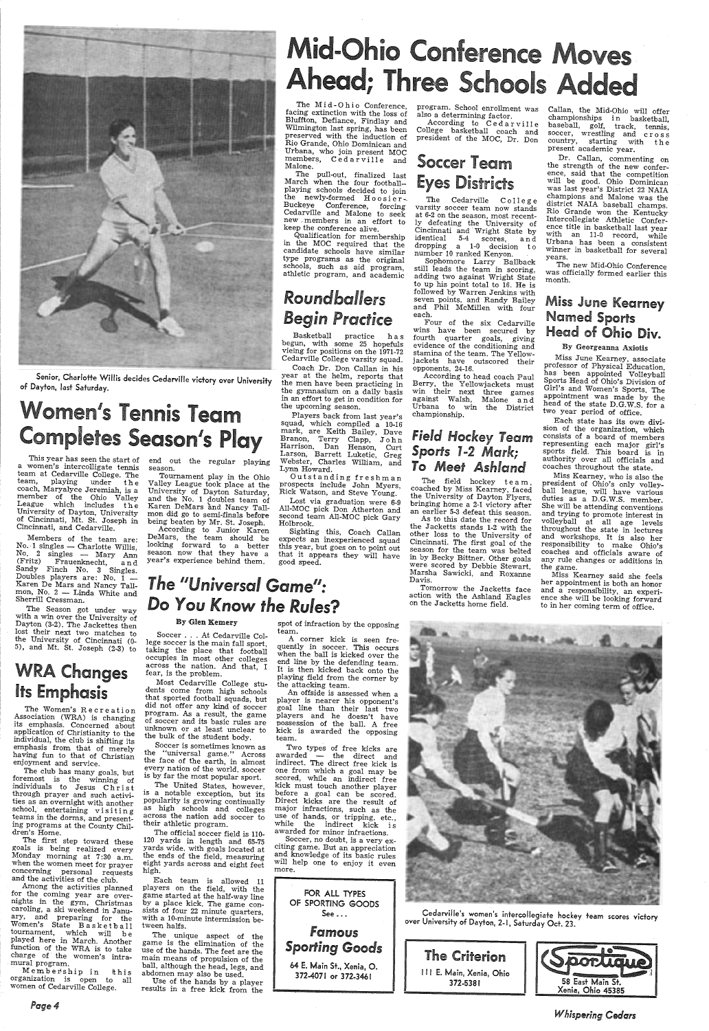# Mid-Ohio Conference Moves Ahead; Three Schools Added

The Mid-Ohio Conference, facing extinction with the loss of Bluffton, Defiance, Findlay and Wilmington last spring, has been preserved with the induction of Rio Grande, Ohio Dominican and Urbana, who join present MOC members, Cedarville and Malone.

The pull-out, finalized last March when the four football-playing schools decided to join the newly-formed Hoosier-Buckeye Conference, forcing Cedarville and Malone to seek new members in an effort to keep the conference alive.

Qualification for membership in the MOC required that the candidate schools have similar type programs as the original schools, such as aid program, athletic program, and academic program. School enrollment was also a determining factor.

According to Cedarville College basketball coach and president of the MOC, Dr. Don Callan, the Mid-Ohio will offer championships in basketball, baseball, golf, track, tennis, soccer, wrestling and cross country, starting with the present academic year.

Dr. Callan, commenting on the strength of the new conference, said that the competition will be good. Ohio Dominican was last year's District 22 NAIA champions and Malone was the district NAIA baseball champs. Rio Grande won the Kentucky Intercollegiate Athletic Conference title in basketball last year with an 11-0 record, while Urbana has been a consistent winner in basketball for several years.

The new Mid-Ohio Conference was officially formed earlier this month.

Senior, Charlotte Willis decides Cedarville victory over University of Dayton, last Saturday.

## Women's Tennis Team Completes Season's Play

This year has seen the start of a women's intercollegiate tennis team at Cedarville College. The team, playing under the coach, Maryalyce Jeremiah, is a member of the Ohio Valley League which includes the University of Dayton, University of Cincinnati, Mt. St. Joseph in Cincinnati, and Cedarville.

Members of the team are: No. 1 singles — Charlotte Willis, No. 2 singles — Mary Ann (Fritz) Frauenknecht, and Sandy Finch No. 3 Singles. Doubles players are: No. 1 — Karen De Mars and Nancy Tallmon, No. 2 — Linda White and Sherrill Cressman.

The Season got under way with a win over the University of Dayton (3-2). The Jackettes then lost their next two matches to the University of Cincinnati (0-5), and Mt. St. Joseph (2-3) to end out the regular playing season.

Tournament play in the Ohio Valley League took place at the University of Dayton Saturday, and the No. 1 doubles team of Karen DeMars and Nancy Tallmon did go to semi-finals before being beaten by Mr. St. Joseph.

According to Junior Karen DeMars, the team should be looking forward to a better season now that they have a year's experience behind them.

## WRA Changes Its Emphasis

The Women's Recreation Association (WRA) is changing its emphasis. Concerned about application of Christianity to the individual, the club is shifting its emphasis from that of merely having fun to that of Christian enjoyment and service.

The club has many goals, but foremost is the winning of individuals to Jesus Christ through prayer and such activities as an overnight with another school, entertaining visiting teams in the dorms, and presenting programs at the County Children's Home.

The first step toward these goals is being realized every Monday morning at 7:30 a.m. when the women meet for prayer concerning personal requests and the activities of the club.

Among the activities planned for the coming year are overnights in the gym, Christmas caroling, a ski weekend in January, and preparing for the Women's State Basketball tournament, which will be played here in March. Another function of the WRA is to take charge of the women's intramural program.

Membership in this organization is open to all women of Cedarville College.

## Roundballers Begin Practice

Basketball practice has begun, with some 25 hopefuls vieing for positions on the 1971-72 Cedarville College varsity squad.

Coach Dr. Don Callan in his year at the helm, reports that the men have been practicing in the gymnasium on a daily basis in an effort to get in condition for the upcoming season.

Players back from last year's squad, which compiled a 10-16 mark, are Keith Bailey, Dave Branon, Terry Clapp, John Harrison, Dan Henson, Curt Larson, Barrett Luketic, Greg Webster, Charles William, and Lynn Howard.

Outstanding freshman prospects include John Myers, Rick Watson, and Steve Young.

Lost via graduation were 6-9 All-MOC pick Don Atherton and second team All-MOC pick Gary Holbrook.

Sighting this, Coach Callan expects an inexperienced squad this year, but goes on to point out that it appears they will have good speed.

## Soccer Team Eyes Districts

The Cedarville College varsity soccer team now stands at 6-2 on the season, most recently defeating the University of Cincinnati and Wright State by identical 5-4 scores, and dropping a 1-0 decision to number 10 ranked Kenyon.

Sophomore Larry Ballback still leads the team in scoring, adding two against Wright State to up his point total to 16. He is followed by Warren Jenkins with seven points, and Randy Bailey and Phil McMillen with four each.

Four of the six Cedarville wins have been secured by fourth quarter goals, giving evidence of the conditioning and stamina of the team. The Yellowjackets have outscored their opponents, 24-16.

According to head coach Paul Berry, the Yellowjackets must win their next three games against Walsh, Malone and Urbana to win the District championship.

## Field Hockey Team Sports 1-2 Mark; To Meet Ashland

The field hockey team, coached by Miss Kearney, faced the University of Dayton Flyers, bringing home a 2-1 victory after an earlier 5-3 defeat this season.

As to this date the record for the Jacketts stands 1-2 with the other loss to the University of Cincinnati. The first goal of the season for the team was belted in by Becky Bittner. Other goals were scored by Debbie Stewart, Marsha Sawicki, and Roxanne Davis.

Tomorrow the Jacketts face action with the Ashland Eagles on the Jacketts home field.

## Miss June Kearney Named Sports Head of Ohio Div.

**By Georgeanna Axiotis**

Miss June Kearney, associate professor of Physical Education, has been appointed Volleyball Sports Head of Ohio's Division of Girl's and Women's Sports. The appointment was made by the head of the state D.G.W.S. for a two year period of office.

Each state has its own division of the organization, which consists of a board of members representing each major girl's sports field. This board is in authority over all officials and coaches throughout the state.

Miss Kearney, who is also the president of Ohio's only volleyball league, will have various duties as a D.G.W.S. member. She will be attending conventions and trying to promote interest in volleyball at all age levels throughout the state in lectures and workshops. It is also her responsibility to make Ohio's coaches and officials aware of any rule changes or additions in the game.

Miss Kearney said she feels her appointment is both an honor and a responsibility, an experience she will be looking forward to in her coming term of office.

## The "Universal Game": Do You Know the Rules?

**By Glen Kemery**

Soccer . . . At Cedarville College soccer is the main fall sport, taking the place that football occupies in most other colleges across the nation. And that, I fear, is the problem.

Most Cedarville College students come from high school that sported football squads, but did not offer any kind of soccer program. As a result, the game of soccer and its basic rules are unknown or at least unclear to the bulk of the student body.

Soccer is sometimes known as the "universal game." Across the face of the earth, in almost every nation of the world, soccer is by far the most popular sport.

The United States, however, is a notable exception, but its popularity is growing continually as high schools and colleges across the nation add soccer to their athletic program.

The official soccer field is 110-120 yards in length and 65-75 yards wide, with goals located at the ends of the field, measuring eight yards across and eight feet high.

Each team is allowed 11 players on the field, with the game started at the half-way line by a place kick. The game consists of four 22 minute quarters, with a 10-minute intermission between halfs.

The unique aspect of the game is the elimination of the use of the hands. The feet are the main means of propulsion of the ball, although the head, legs, and abdomen may also be used.

Use of the hands by a player results in a free kick from the spot of infraction by the opposing team.

A corner kick is seen frequently in soccer. This occurs when the ball is kicked over the end line by the defending team. It is then kicked back onto the playing field from the corner by the attacking team.

An offside is assessed when a player is nearer his opponent's goal line than their last two players and he doesn't have possession of the ball. A free kick is awarded the opposing team.

Two types of free kicks are awarded — the direct and indirect. The direct free kick is one from which a goal may be scored, while an indirect free kick must touch another player before a goal can be scored. Direct kicks are the result of major infractions, such as the use of hands, or tripping, etc., while the indirect kick is awarded for minor infractions.

Soccer, no doubt, is a very exciting game. But an appreciation and knowledge of its basic rules will help one to enjoy it even more.

Cedarville's women's intercollegiate hockey team scores victory over University of Dayton, 2-1, Saturday Oct. 23.

FOR ALL TYPES OF SPORTING GOODS See . . .

**Famous Sporting Goods**

64 E. Main St., Xenia, O.
372-4071 or 372-3461

**The Criterion**

111 E. Main, Xenia, Ohio
372-5381

**Sportique**

58 East Main St.
Xenia, Ohio 45385